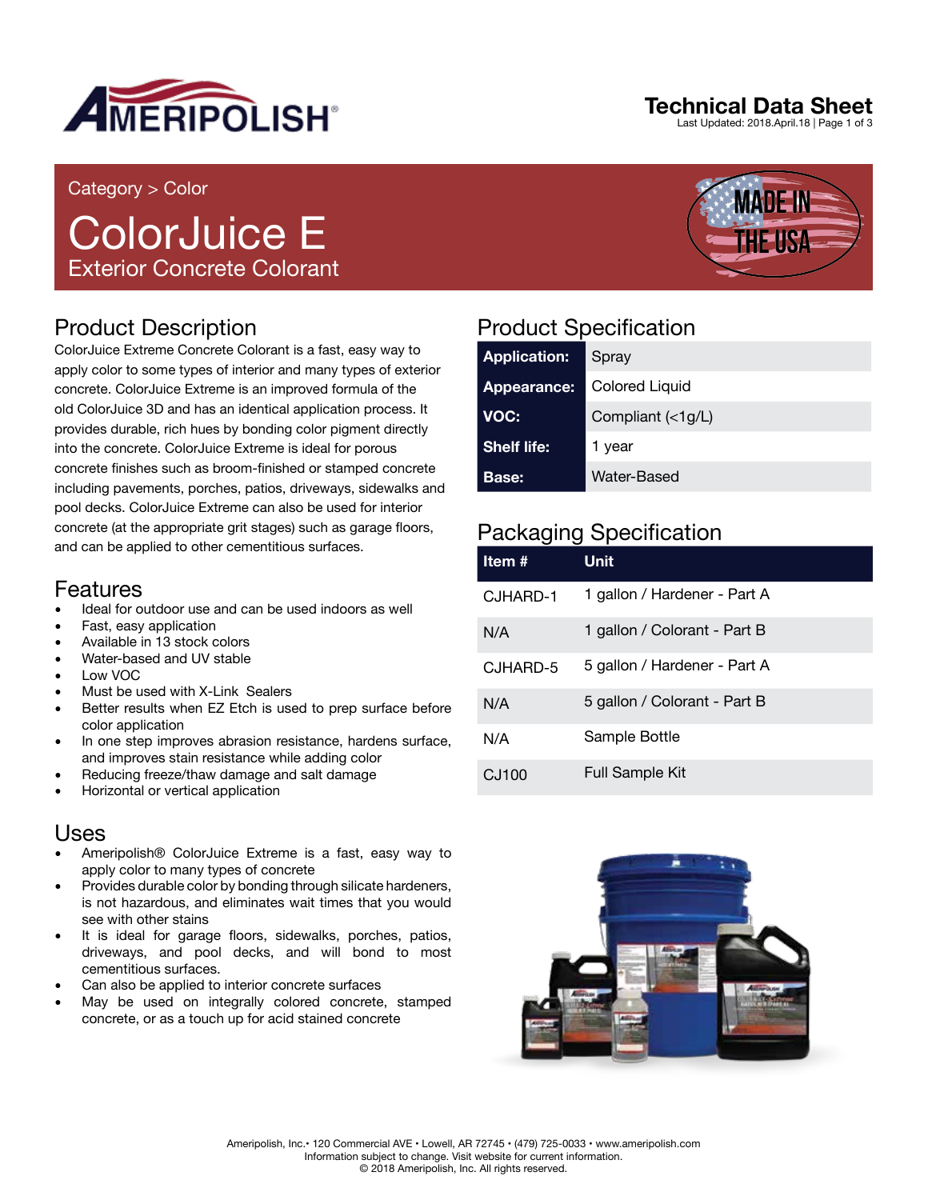# Technical Data Sheet

Last Updated: 2018.April.18

Category > Color

# ColorJuice E

## Exterior Concrete Colorant

## Product Description

ColorJuice Extreme Concrete Colorant is a fast, easy way to apply color to some types of interior and many types of exterior concrete. ColorJuice Extreme is an improved formula of the old ColorJuice 3D and has an identical application process. It provides durable, rich hues by bonding color pigment directly into the concrete. ColorJuice Extreme is ideal for porous concrete finishes such as broom-finished or stamped concrete including pavements, porches, patios, driveways, sidewalks and pool decks. ColorJuice Extreme can also be used for interior concrete (at the appropriate grit stages) such as garage floors, and can be applied to other cementitious surfaces.

## Features

- Ideal for outdoor use and can be used indoors as well
- Fast, easy application
- Available in 13 stock colors
- Water-based and UV stable
- Low VOC
- Must be used with X-Link Sealers
- Better results when EZ Etch is used to prep surface before color application
- In one step improves abrasion resistance, hardens surface, and improves stain resistance while adding color
- Reducing freeze/thaw damage and salt damage
- Horizontal or vertical application

## Uses

- Ameripolish® ColorJuice Extreme is a fast, easy way to apply color to many types of concrete
- Provides durable color by bonding through silicate hardeners, is not hazardous, and eliminates wait times that you would see with other stains
- It is ideal for garage floors, sidewalks, porches, patios, driveways, and pool decks, and will bond to most cementitious surfaces.
- Can also be applied to interior concrete surfaces
- May be used on integrally colored concrete, stamped concrete, or as a touch up for acid stained concrete

## Product Specification

| | |
|---|---|
| **Application:** | Spray |
| **Appearance:** | Colored Liquid |
| **VOC:** | Compliant (<1g/L) |
| **Shelf life:** | 1 year |
| **Base:** | Water-Based |

## Packaging Specification

| Item # | Unit |
|---|---|
| CJHARD-1 | 1 gallon / Hardener - Part A |
| N/A | 1 gallon / Colorant - Part B |
| CJHARD-5 | 5 gallon / Hardener - Part A |
| N/A | 5 gallon / Colorant - Part B |
| N/A | Sample Bottle |
| CJ100 | Full Sample Kit |

Ameripolish, Inc.• 120 Commercial AVE • Lowell, AR 72745 • (479) 725-0033 • www.ameripolish.com
Information subject to change. Visit website for current information.
© 2018 Ameripolish, Inc. All rights reserved.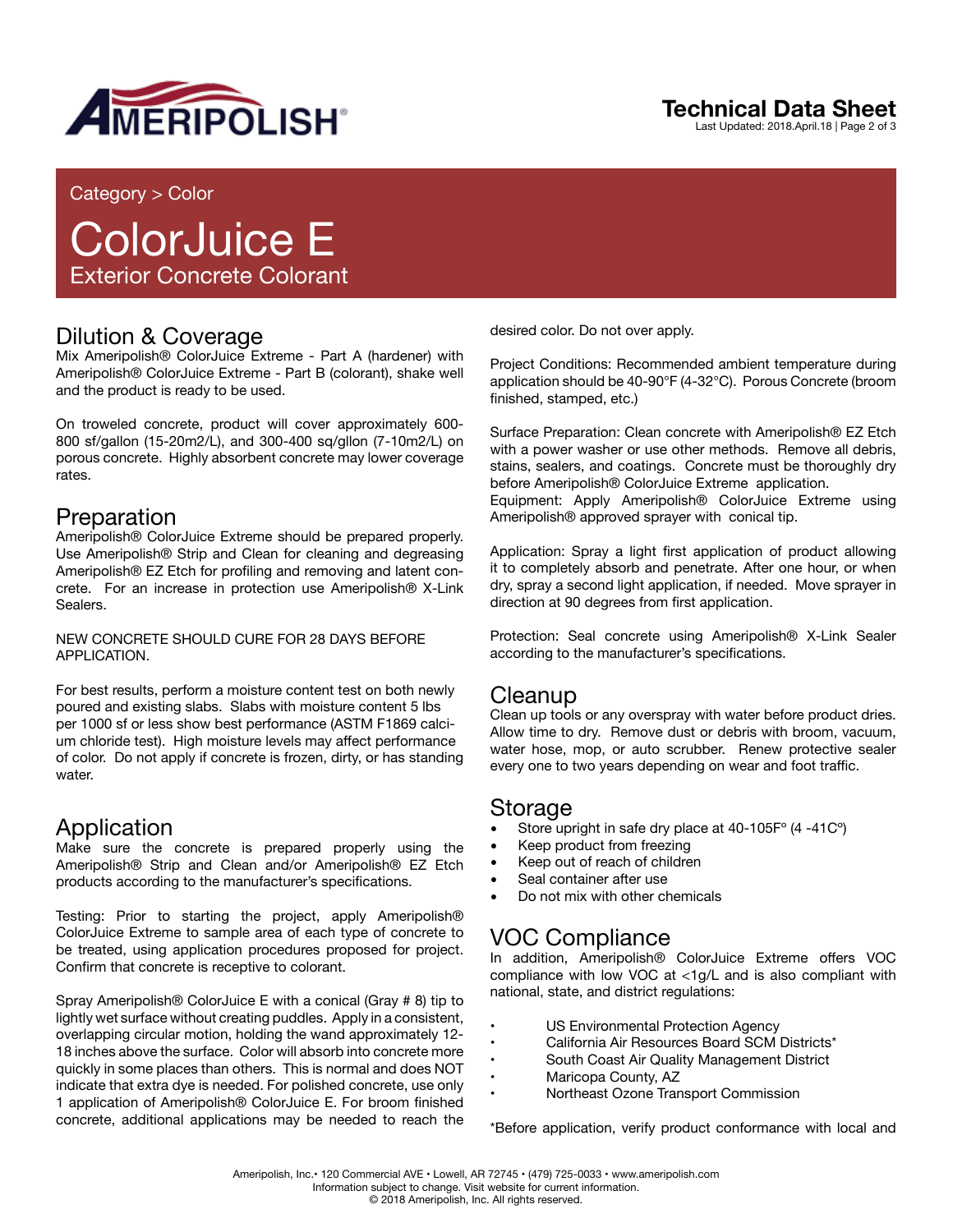Category > Color

# ColorJuice E

Exterior Concrete Colorant

## Dilution & Coverage

Mix Ameripolish® ColorJuice Extreme - Part A (hardener) with Ameripolish® ColorJuice Extreme - Part B (colorant), shake well and the product is ready to be used.

On troweled concrete, product will cover approximately 600-800 sf/gallon (15-20m2/L), and 300-400 sq/gllon (7-10m2/L) on porous concrete. Highly absorbent concrete may lower coverage rates.

## Preparation

Ameripolish® ColorJuice Extreme should be prepared properly. Use Ameripolish® Strip and Clean for cleaning and degreasing Ameripolish® EZ Etch for profiling and removing and latent concrete. For an increase in protection use Ameripolish® X-Link Sealers.

NEW CONCRETE SHOULD CURE FOR 28 DAYS BEFORE APPLICATION.

For best results, perform a moisture content test on both newly poured and existing slabs. Slabs with moisture content 5 lbs per 1000 sf or less show best performance (ASTM F1869 calcium chloride test). High moisture levels may affect performance of color. Do not apply if concrete is frozen, dirty, or has standing water.

## Application

Make sure the concrete is prepared properly using the Ameripolish® Strip and Clean and/or Ameripolish® EZ Etch products according to the manufacturer's specifications.

Testing: Prior to starting the project, apply Ameripolish® ColorJuice Extreme to sample area of each type of concrete to be treated, using application procedures proposed for project. Confirm that concrete is receptive to colorant.

Spray Ameripolish® ColorJuice E with a conical (Gray # 8) tip to lightly wet surface without creating puddles. Apply in a consistent, overlapping circular motion, holding the wand approximately 12-18 inches above the surface. Color will absorb into concrete more quickly in some places than others. This is normal and does NOT indicate that extra dye is needed. For polished concrete, use only 1 application of Ameripolish® ColorJuice E. For broom finished concrete, additional applications may be needed to reach the desired color. Do not over apply.

Project Conditions: Recommended ambient temperature during application should be 40-90°F (4-32°C). Porous Concrete (broom finished, stamped, etc.)

Surface Preparation: Clean concrete with Ameripolish® EZ Etch with a power washer or use other methods. Remove all debris, stains, sealers, and coatings. Concrete must be thoroughly dry before Ameripolish® ColorJuice Extreme application.
Equipment: Apply Ameripolish® ColorJuice Extreme using Ameripolish® approved sprayer with conical tip.

Application: Spray a light first application of product allowing it to completely absorb and penetrate. After one hour, or when dry, spray a second light application, if needed. Move sprayer in direction at 90 degrees from first application.

Protection: Seal concrete using Ameripolish® X-Link Sealer according to the manufacturer's specifications.

## Cleanup

Clean up tools or any overspray with water before product dries. Allow time to dry. Remove dust or debris with broom, vacuum, water hose, mop, or auto scrubber. Renew protective sealer every one to two years depending on wear and foot traffic.

## Storage

- Store upright in safe dry place at 40-105F° (4 -41C°)
- Keep product from freezing
- Keep out of reach of children
- Seal container after use
- Do not mix with other chemicals

## VOC Compliance

In addition, Ameripolish® ColorJuice Extreme offers VOC compliance with low VOC at <1g/L and is also compliant with national, state, and district regulations:

- US Environmental Protection Agency
- California Air Resources Board SCM Districts*
- South Coast Air Quality Management District
- Maricopa County, AZ
- Northeast Ozone Transport Commission

*Before application, verify product conformance with local and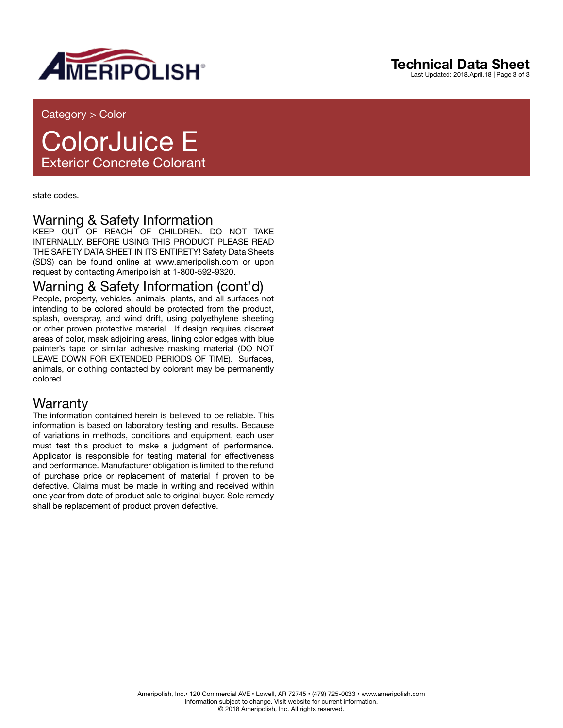Category > Color

# ColorJuice E

Exterior Concrete Colorant

state codes.

## Warning & Safety Information

KEEP OUT OF REACH OF CHILDREN. DO NOT TAKE INTERNALLY. BEFORE USING THIS PRODUCT PLEASE READ THE SAFETY DATA SHEET IN ITS ENTIRETY! Safety Data Sheets (SDS) can be found online at www.ameripolish.com or upon request by contacting Ameripolish at 1-800-592-9320.

## Warning & Safety Information (cont'd)

People, property, vehicles, animals, plants, and all surfaces not intending to be colored should be protected from the product, splash, overspray, and wind drift, using polyethylene sheeting or other proven protective material. If design requires discreet areas of color, mask adjoining areas, lining color edges with blue painter's tape or similar adhesive masking material (DO NOT LEAVE DOWN FOR EXTENDED PERIODS OF TIME). Surfaces, animals, or clothing contacted by colorant may be permanently colored.

## Warranty

The information contained herein is believed to be reliable. This information is based on laboratory testing and results. Because of variations in methods, conditions and equipment, each user must test this product to make a judgment of performance. Applicator is responsible for testing material for effectiveness and performance. Manufacturer obligation is limited to the refund of purchase price or replacement of material if proven to be defective. Claims must be made in writing and received within one year from date of product sale to original buyer. Sole remedy shall be replacement of product proven defective.